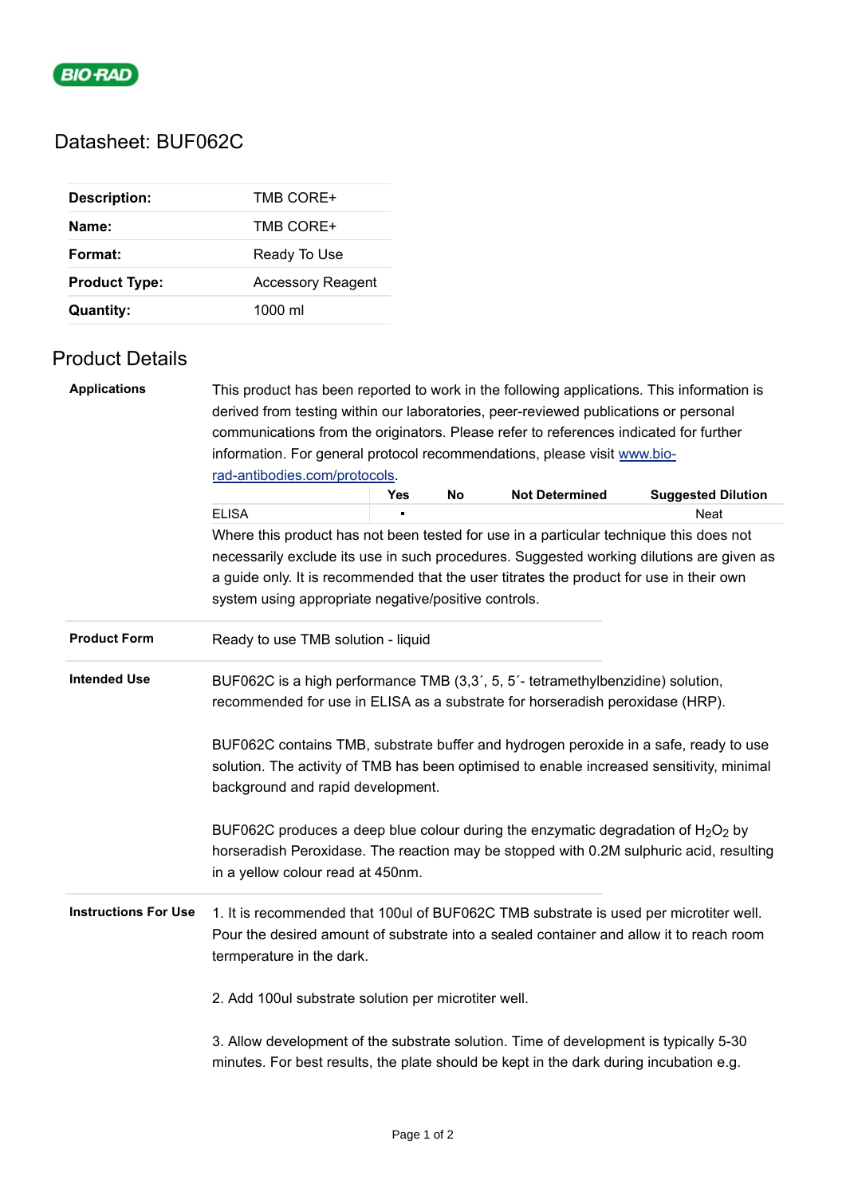# Datasheet: BUF062C

| | |
|---|---|
| **Description:** | TMB CORE+ |
| **Name:** | TMB CORE+ |
| **Format:** | Ready To Use |
| **Product Type:** | Accessory Reagent |
| **Quantity:** | 1000 ml |

## Product Details

**Applications**

This product has been reported to work in the following applications. This information is derived from testing within our laboratories, peer-reviewed publications or personal communications from the originators. Please refer to references indicated for further information. For general protocol recommendations, please visit [www.bio-rad-antibodies.com/protocols](www.bio-rad-antibodies.com/protocols).

| | Yes | No | Not Determined | Suggested Dilution |
|---|---|---|---|---|
| ELISA | ▪ | | | Neat |

Where this product has not been tested for use in a particular technique this does not necessarily exclude its use in such procedures. Suggested working dilutions are given as a guide only. It is recommended that the user titrates the product for use in their own system using appropriate negative/positive controls.

**Product Form**

Ready to use TMB solution - liquid

**Intended Use**

BUF062C is a high performance TMB (3,3´, 5, 5´- tetramethylbenzidine) solution, recommended for use in ELISA as a substrate for horseradish peroxidase (HRP).

BUF062C contains TMB, substrate buffer and hydrogen peroxide in a safe, ready to use solution. The activity of TMB has been optimised to enable increased sensitivity, minimal background and rapid development.

BUF062C produces a deep blue colour during the enzymatic degradation of $H_2O_2$ by horseradish Peroxidase. The reaction may be stopped with 0.2M sulphuric acid, resulting in a yellow colour read at 450nm.

**Instructions For Use**

1. It is recommended that 100ul of BUF062C TMB substrate is used per microtiter well. Pour the desired amount of substrate into a sealed container and allow it to reach room termperature in the dark.

2. Add 100ul substrate solution per microtiter well.

3. Allow development of the substrate solution. Time of development is typically 5-30 minutes. For best results, the plate should be kept in the dark during incubation e.g.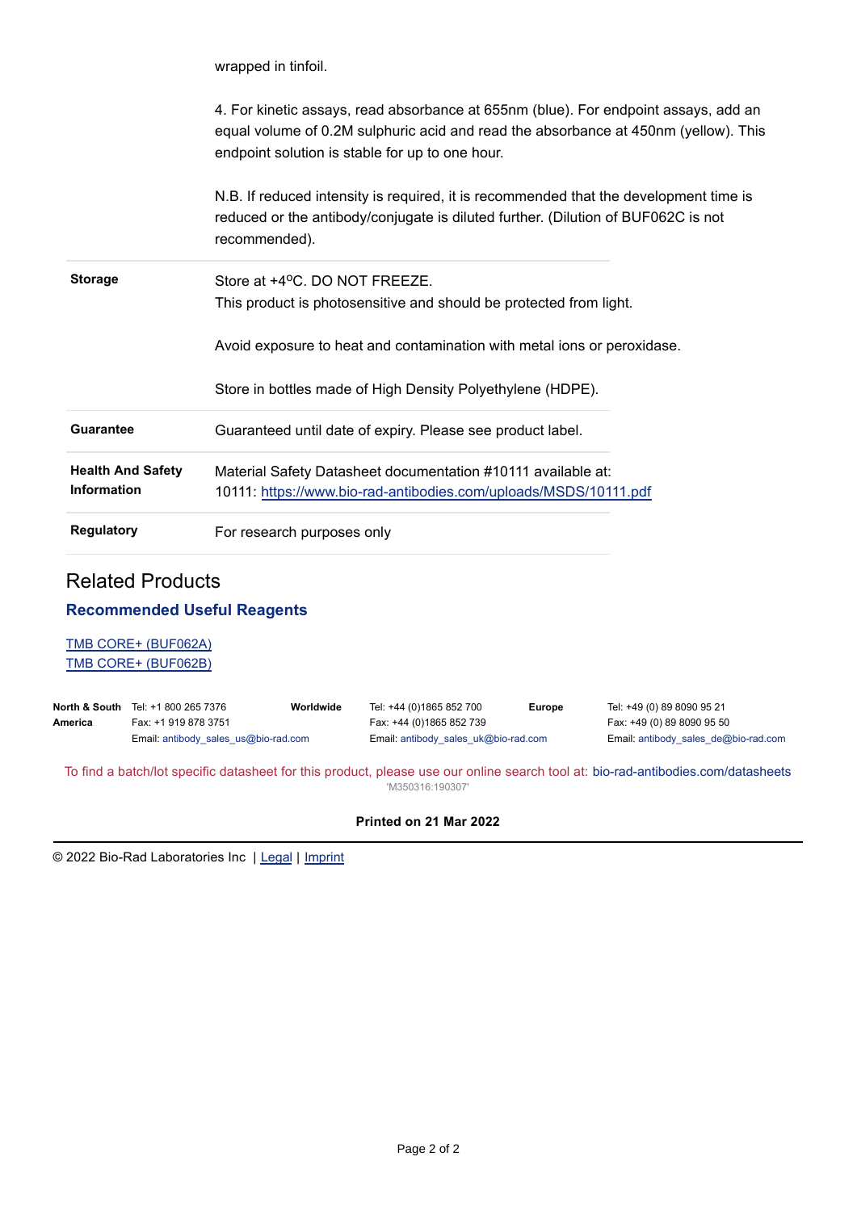wrapped in tinfoil.

4. For kinetic assays, read absorbance at 655nm (blue). For endpoint assays, add an equal volume of 0.2M sulphuric acid and read the absorbance at 450nm (yellow). This endpoint solution is stable for up to one hour.

N.B. If reduced intensity is required, it is recommended that the development time is reduced or the antibody/conjugate is diluted further. (Dilution of BUF062C is not recommended).

| | |
|---|---|
| **Storage** | Store at +4$^{o}$C. DO NOT FREEZE.<br>This product is photosensitive and should be protected from light.<br><br>Avoid exposure to heat and contamination with metal ions or peroxidase.<br><br>Store in bottles made of High Density Polyethylene (HDPE). |
| **Guarantee** | Guaranteed until date of expiry. Please see product label. |
| **Health And Safety Information** | Material Safety Datasheet documentation #10111 available at:<br>10111: https://www.bio-rad-antibodies.com/uploads/MSDS/10111.pdf |
| **Regulatory** | For research purposes only |

## Related Products

### Recommended Useful Reagents

TMB CORE+ (BUF062A)
TMB CORE+ (BUF062B)

| | | | | | |
|---|---|---|---|---|---|
| **North & South America** | Tel: +1 800 265 7376<br>Fax: +1 919 878 3751<br>Email: antibody_sales_us@bio-rad.com | **Worldwide** | Tel: +44 (0)1865 852 700<br>Fax: +44 (0)1865 852 739<br>Email: antibody_sales_uk@bio-rad.com | **Europe** | Tel: +49 (0) 89 8090 95 21<br>Fax: +49 (0) 89 8090 95 50<br>Email: antibody_sales_de@bio-rad.com |

To find a batch/lot specific datasheet for this product, please use our online search tool at: bio-rad-antibodies.com/datasheets

'M350316:190307'

**Printed on 21 Mar 2022**

© 2022 Bio-Rad Laboratories Inc | Legal | Imprint